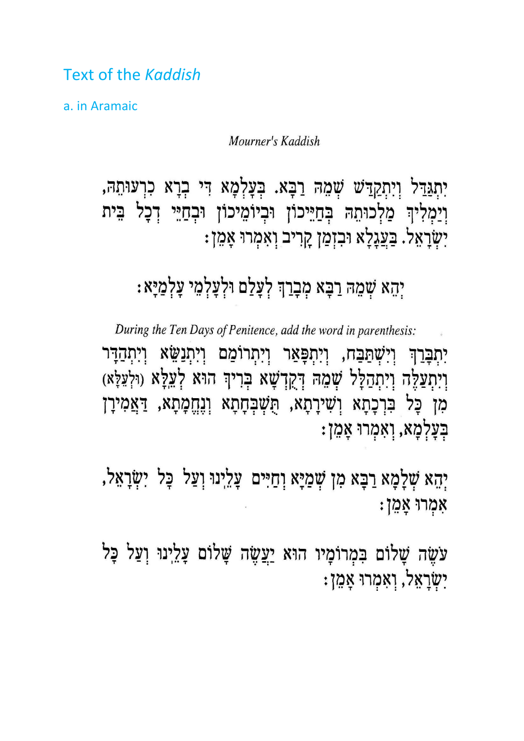# Text of the *Kaddish*

## a. in Aramaic

*Mourner's Kaddish*

יִתְגַּדַּל וְיִתְקַדַּשׁ שְׁמֵהּ רַבָּא. בְּעָלְמָא דִּי בְרָא כִרְעוּתֵהּ,
וְיַמְלִיךְ מַלְכוּתֵהּ בְּחַיֵּיכוֹן וּבְיוֹמֵיכוֹן וּבְחַיֵּי דְכָל בֵּית
יִשְׂרָאֵל. בַּעֲגָלָא וּבִזְמַן קָרִיב וְאִמְרוּ אָמֵן:

יְהֵא שְׁמֵהּ רַבָּא מְבָרַךְ לְעָלַם וּלְעָלְמֵי עָלְמַיָּא:

*During the Ten Days of Penitence, add the word in parenthesis:*

יִתְבָּרַךְ וְיִשְׁתַּבַּח, וְיִתְפָּאַר וְיִתְרוֹמַם וְיִתְנַשֵּׂא וְיִתְהַדָּר
וְיִתְעַלֶּה וְיִתְהַלָּל שְׁמֵהּ דְּקֻדְשָׁא בְּרִיךְ הוּא לְעֵלָּא (וּלְעֵלָּא)
מִן כָּל בִּרְכָתָא וְשִׁירָתָא, תֻּשְׁבְּחָתָא וְנֶחֱמָתָא, דַּאֲמִירָן
בְּעָלְמָא, וְאִמְרוּ אָמֵן:

יְהֵא שְׁלָמָא רַבָּא מִן שְׁמַיָּא וְחַיִּים עָלֵינוּ וְעַל כָּל יִשְׂרָאֵל,
אִמְרוּ אָמֵן:

עֹשֶׂה שָׁלוֹם בִּמְרוֹמָיו הוּא יַעֲשֶׂה שָׁלוֹם עָלֵינוּ וְעַל כָּל
יִשְׂרָאֵל, וְאִמְרוּ אָמֵן: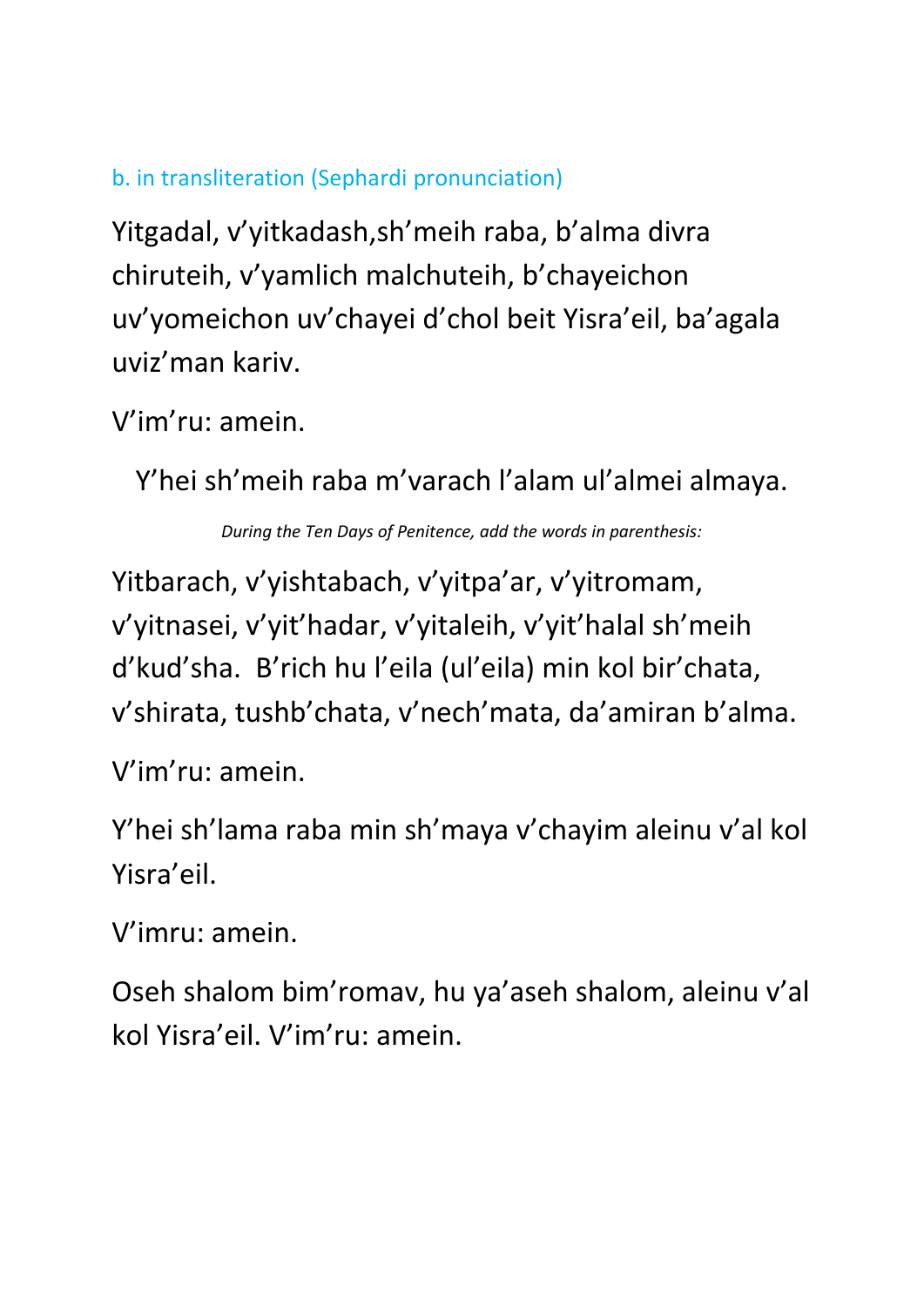b. in transliteration (Sephardi pronunciation)

Yitgadal, v'yitkadash,sh'meih raba, b'alma divra chiruteih, v'yamlich malchuteih, b'chayeichon uv'yomeichon uv'chayei d'chol beit Yisra'eil, ba'agala uviz'man kariv.

V'im'ru: amein.

Y'hei sh'meih raba m'varach l'alam ul'almei almaya.

*During the Ten Days of Penitence, add the words in parenthesis:*

Yitbarach, v'yishtabach, v'yitpa'ar, v'yitromam, v'yitnasei, v'yit'hadar, v'yitaleih, v'yit'halal sh'meih d'kud'sha. B'rich hu l'eila (ul'eila) min kol bir'chata, v'shirata, tushb'chata, v'nech'mata, da'amiran b'alma.

V'im'ru: amein.

Y'hei sh'lama raba min sh'maya v'chayim aleinu v'al kol Yisra'eil.

V'imru: amein.

Oseh shalom bim'romav, hu ya'aseh shalom, aleinu v'al kol Yisra'eil. V'im'ru: amein.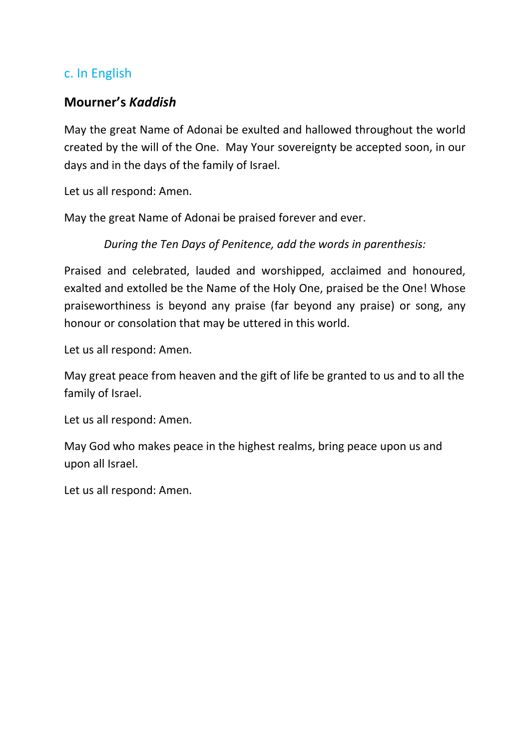## c. In English

### Mourner's *Kaddish*

May the great Name of Adonai be exulted and hallowed throughout the world created by the will of the One. May Your sovereignty be accepted soon, in our days and in the days of the family of Israel.

Let us all respond: Amen.

May the great Name of Adonai be praised forever and ever.

*During the Ten Days of Penitence, add the words in parenthesis:*

Praised and celebrated, lauded and worshipped, acclaimed and honoured, exalted and extolled be the Name of the Holy One, praised be the One! Whose praiseworthiness is beyond any praise (far beyond any praise) or song, any honour or consolation that may be uttered in this world.

Let us all respond: Amen.

May great peace from heaven and the gift of life be granted to us and to all the family of Israel.

Let us all respond: Amen.

May God who makes peace in the highest realms, bring peace upon us and upon all Israel.

Let us all respond: Amen.